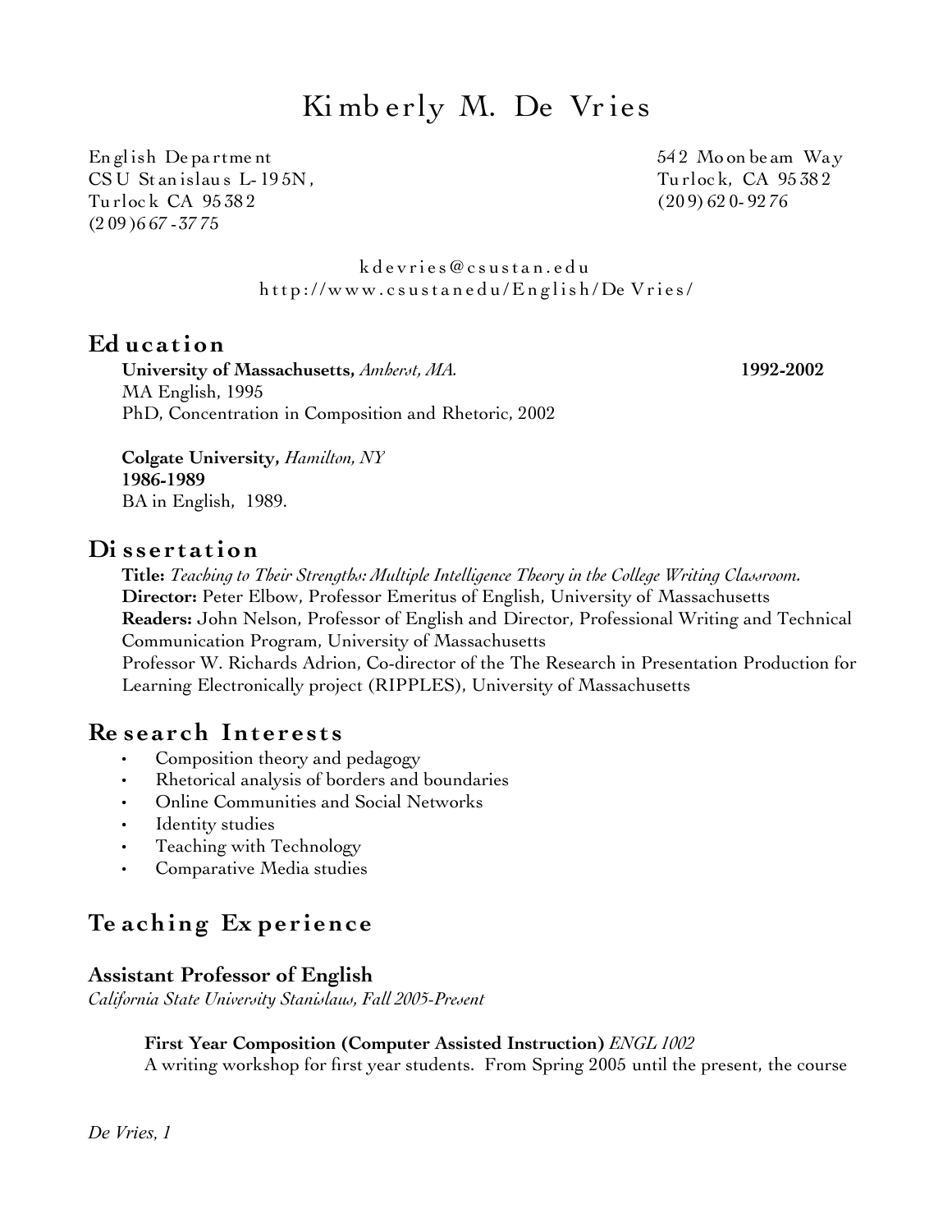# Kimberly M. De Vries

English Department
CSU Stanislaus L-195N,
Turlock CA 95382
(209)667-3775

542 Moonbeam Way
Turlock, CA 95382
(209) 620-9276

kdevries@csustan.edu
http://www.csustanedu/English/De Vries/

## Education

**University of Massachusetts,** *Amherst, MA.* **1992-2002**
MA English, 1995
PhD, Concentration in Composition and Rhetoric, 2002

**Colgate University,** *Hamilton, NY*
**1986-1989**
BA in English, 1989.

## Dissertation

**Title:** *Teaching to Their Strengths: Multiple Intelligence Theory in the College Writing Classroom.*
**Director:** Peter Elbow, Professor Emeritus of English, University of Massachusetts
**Readers:** John Nelson, Professor of English and Director, Professional Writing and Technical Communication Program, University of Massachusetts
Professor W. Richards Adrion, Co-director of the The Research in Presentation Production for Learning Electronically project (RIPPLES), University of Massachusetts

## Research Interests

- Composition theory and pedagogy
- Rhetorical analysis of borders and boundaries
- Online Communities and Social Networks
- Identity studies
- Teaching with Technology
- Comparative Media studies

## Teaching Experience

### Assistant Professor of English

*California State University Stanislaus, Fall 2005-Present*

**First Year Composition (Computer Assisted Instruction)** *ENGL 1002*
A writing workshop for first year students. From Spring 2005 until the present, the course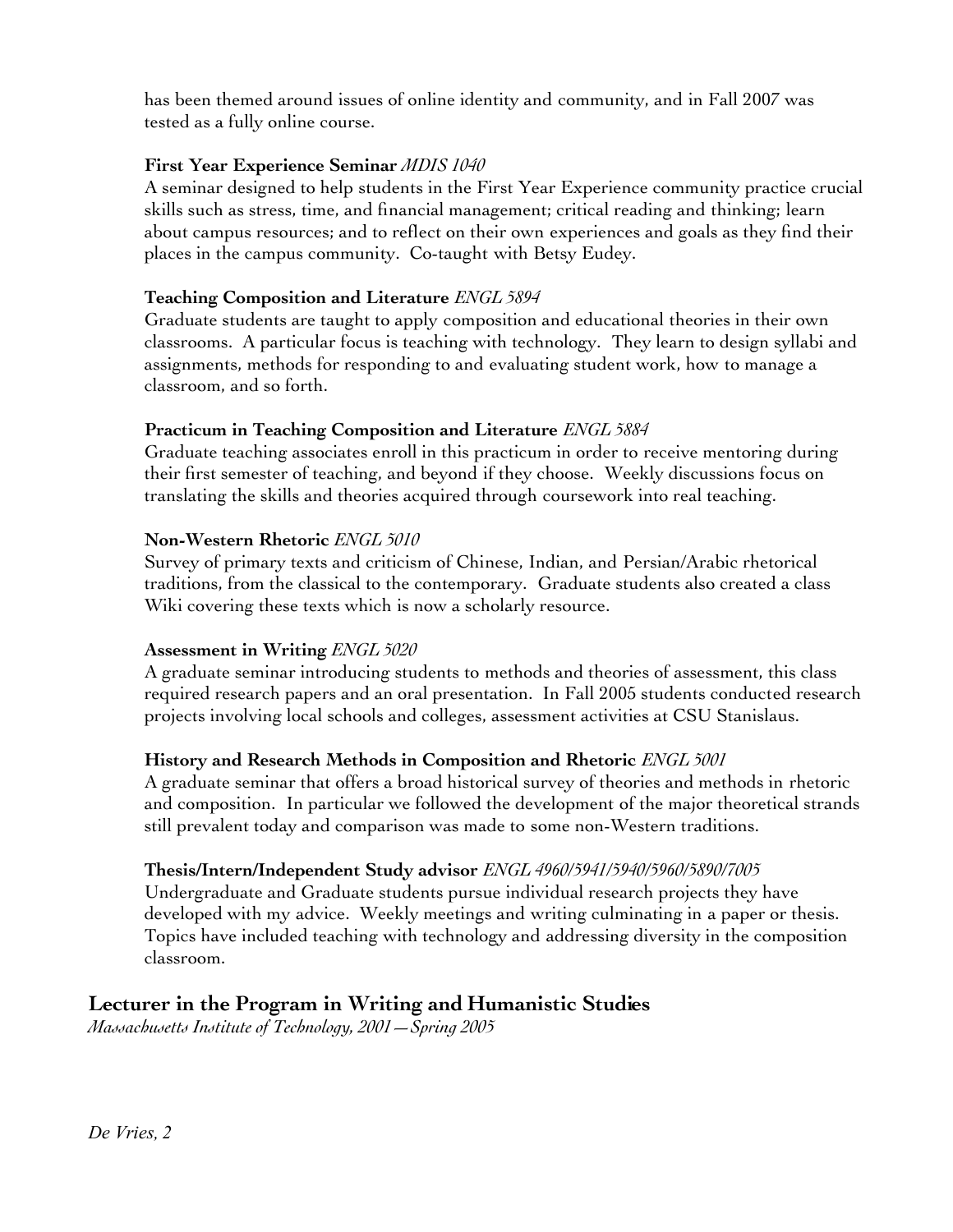has been themed around issues of online identity and community, and in Fall 2007 was tested as a fully online course.

**First Year Experience Seminar** *MDIS 1040*
A seminar designed to help students in the First Year Experience community practice crucial skills such as stress, time, and financial management; critical reading and thinking; learn about campus resources; and to reflect on their own experiences and goals as they find their places in the campus community. Co-taught with Betsy Eudey.

**Teaching Composition and Literature** *ENGL 5894*
Graduate students are taught to apply composition and educational theories in their own classrooms. A particular focus is teaching with technology. They learn to design syllabi and assignments, methods for responding to and evaluating student work, how to manage a classroom, and so forth.

**Practicum in Teaching Composition and Literature** *ENGL 5884*
Graduate teaching associates enroll in this practicum in order to receive mentoring during their first semester of teaching, and beyond if they choose. Weekly discussions focus on translating the skills and theories acquired through coursework into real teaching.

**Non-Western Rhetoric** *ENGL 5010*
Survey of primary texts and criticism of Chinese, Indian, and Persian/Arabic rhetorical traditions, from the classical to the contemporary. Graduate students also created a class Wiki covering these texts which is now a scholarly resource.

**Assessment in Writing** *ENGL 5020*
A graduate seminar introducing students to methods and theories of assessment, this class required research papers and an oral presentation. In Fall 2005 students conducted research projects involving local schools and colleges, assessment activities at CSU Stanislaus.

**History and Research Methods in Composition and Rhetoric** *ENGL 5001*
A graduate seminar that offers a broad historical survey of theories and methods in rhetoric and composition. In particular we followed the development of the major theoretical strands still prevalent today and comparison was made to some non-Western traditions.

**Thesis/Intern/Independent Study advisor** *ENGL 4960/5941/5940/5960/5890/7005*
Undergraduate and Graduate students pursue individual research projects they have developed with my advice. Weekly meetings and writing culminating in a paper or thesis. Topics have included teaching with technology and addressing diversity in the composition classroom.

## Lecturer in the Program in Writing and Humanistic Studies

*Massachusetts Institute of Technology, 2001—Spring 2005*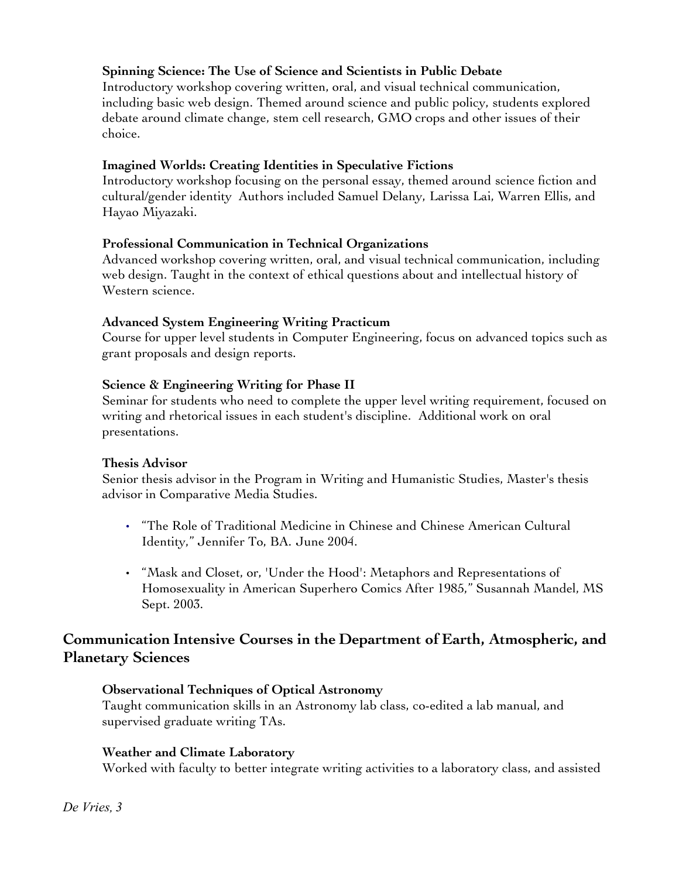**Spinning Science: The Use of Science and Scientists in Public Debate**
Introductory workshop covering written, oral, and visual technical communication, including basic web design. Themed around science and public policy, students explored debate around climate change, stem cell research, GMO crops and other issues of their choice.

**Imagined Worlds: Creating Identities in Speculative Fictions**
Introductory workshop focusing on the personal essay, themed around science fiction and cultural/gender identity  Authors included Samuel Delany, Larissa Lai, Warren Ellis, and Hayao Miyazaki.

**Professional Communication in Technical Organizations**
Advanced workshop covering written, oral, and visual technical communication, including web design. Taught in the context of ethical questions about and intellectual history of Western science.

**Advanced System Engineering Writing Practicum**
Course for upper level students in Computer Engineering, focus on advanced topics such as grant proposals and design reports.

**Science & Engineering Writing for Phase II**
Seminar for students who need to complete the upper level writing requirement, focused on writing and rhetorical issues in each student's discipline.  Additional work on oral presentations.

**Thesis Advisor**
Senior thesis advisor in the Program in Writing and Humanistic Studies, Master's thesis advisor in Comparative Media Studies.

- "The Role of Traditional Medicine in Chinese and Chinese American Cultural Identity," Jennifer To, BA. June 2004.
- "Mask and Closet, or, 'Under the Hood': Metaphors and Representations of Homosexuality in American Superhero Comics After 1985," Susannah Mandel, MS Sept. 2003.

## Communication Intensive Courses in the Department of Earth, Atmospheric, and Planetary Sciences

**Observational Techniques of Optical Astronomy**
Taught communication skills in an Astronomy lab class, co-edited a lab manual, and supervised graduate writing TAs.

**Weather and Climate Laboratory**
Worked with faculty to better integrate writing activities to a laboratory class, and assisted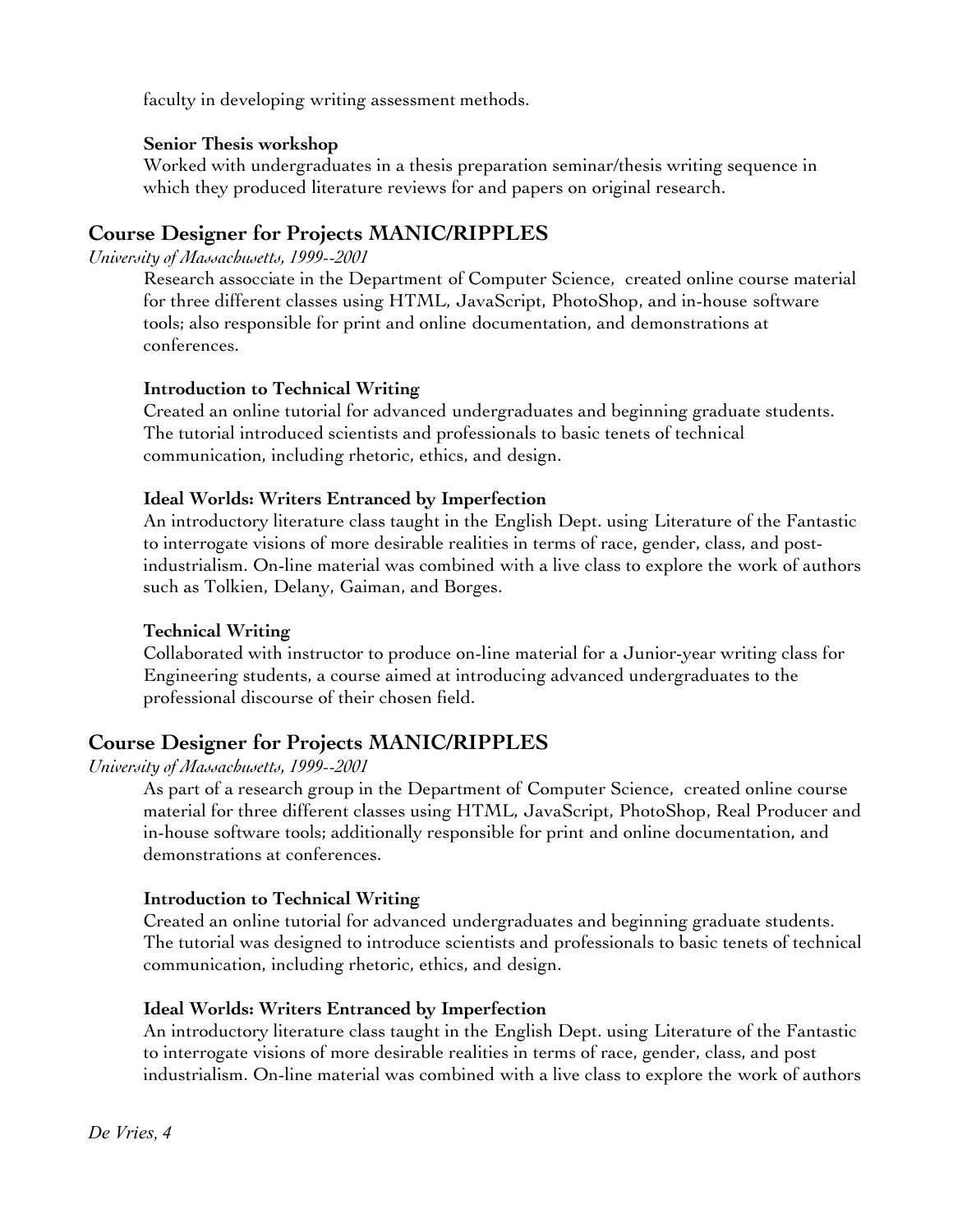faculty in developing writing assessment methods.

**Senior Thesis workshop**
Worked with undergraduates in a thesis preparation seminar/thesis writing sequence in which they produced literature reviews for and papers on original research.

## Course Designer for Projects MANIC/RIPPLES

*University of Massachusetts, 1999--2001*

Research assocciate in the Department of Computer Science, created online course material for three different classes using HTML, JavaScript, PhotoShop, and in-house software tools; also responsible for print and online documentation, and demonstrations at conferences.

**Introduction to Technical Writing**
Created an online tutorial for advanced undergraduates and beginning graduate students. The tutorial introduced scientists and professionals to basic tenets of technical communication, including rhetoric, ethics, and design.

**Ideal Worlds: Writers Entranced by Imperfection**
An introductory literature class taught in the English Dept. using Literature of the Fantastic to interrogate visions of more desirable realities in terms of race, gender, class, and post-industrialism. On-line material was combined with a live class to explore the work of authors such as Tolkien, Delany, Gaiman, and Borges.

**Technical Writing**
Collaborated with instructor to produce on-line material for a Junior-year writing class for Engineering students, a course aimed at introducing advanced undergraduates to the professional discourse of their chosen field.

## Course Designer for Projects MANIC/RIPPLES

*University of Massachusetts, 1999--2001*

As part of a research group in the Department of Computer Science, created online course material for three different classes using HTML, JavaScript, PhotoShop, Real Producer and in-house software tools; additionally responsible for print and online documentation, and demonstrations at conferences.

**Introduction to Technical Writing**
Created an online tutorial for advanced undergraduates and beginning graduate students. The tutorial was designed to introduce scientists and professionals to basic tenets of technical communication, including rhetoric, ethics, and design.

**Ideal Worlds: Writers Entranced by Imperfection**
An introductory literature class taught in the English Dept. using Literature of the Fantastic to interrogate visions of more desirable realities in terms of race, gender, class, and post industrialism. On-line material was combined with a live class to explore the work of authors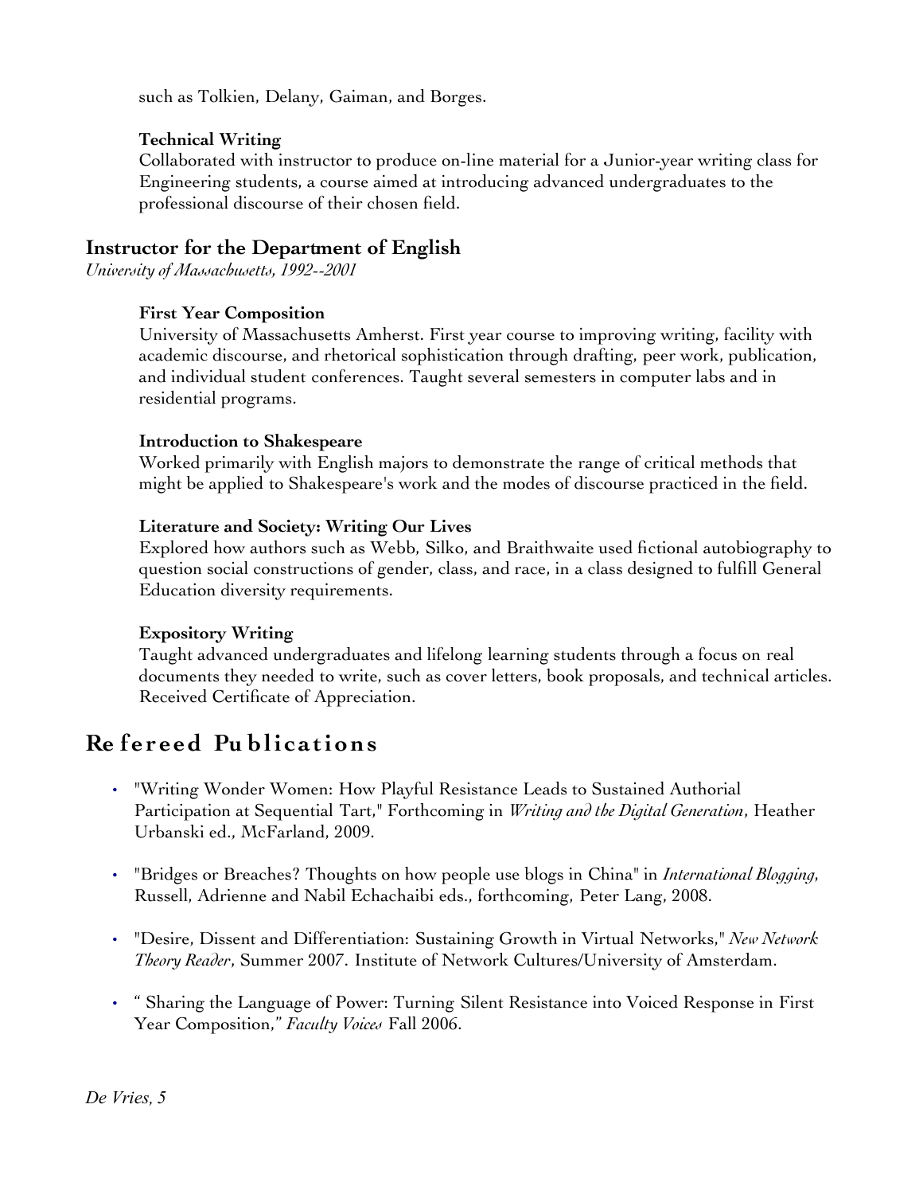such as Tolkien, Delany, Gaiman, and Borges.

**Technical Writing**
Collaborated with instructor to produce on-line material for a Junior-year writing class for Engineering students, a course aimed at introducing advanced undergraduates to the professional discourse of their chosen field.

### Instructor for the Department of English

*University of Massachusetts, 1992--2001*

**First Year Composition**
University of Massachusetts Amherst. First year course to improving writing, facility with academic discourse, and rhetorical sophistication through drafting, peer work, publication, and individual student conferences. Taught several semesters in computer labs and in residential programs.

**Introduction to Shakespeare**
Worked primarily with English majors to demonstrate the range of critical methods that might be applied to Shakespeare's work and the modes of discourse practiced in the field.

**Literature and Society: Writing Our Lives**
Explored how authors such as Webb, Silko, and Braithwaite used fictional autobiography to question social constructions of gender, class, and race, in a class designed to fulfill General Education diversity requirements.

**Expository Writing**
Taught advanced undergraduates and lifelong learning students through a focus on real documents they needed to write, such as cover letters, book proposals, and technical articles. Received Certificate of Appreciation.

## Refereed Publications

- "Writing Wonder Women: How Playful Resistance Leads to Sustained Authorial Participation at Sequential Tart," Forthcoming in *Writing and the Digital Generation*, Heather Urbanski ed., McFarland, 2009.

- "Bridges or Breaches? Thoughts on how people use blogs in China" in *International Blogging*, Russell, Adrienne and Nabil Echachaibi eds., forthcoming, Peter Lang, 2008.

- "Desire, Dissent and Differentiation: Sustaining Growth in Virtual Networks," *New Network Theory Reader*, Summer 2007. Institute of Network Cultures/University of Amsterdam.

- " Sharing the Language of Power: Turning Silent Resistance into Voiced Response in First Year Composition," *Faculty Voices* Fall 2006.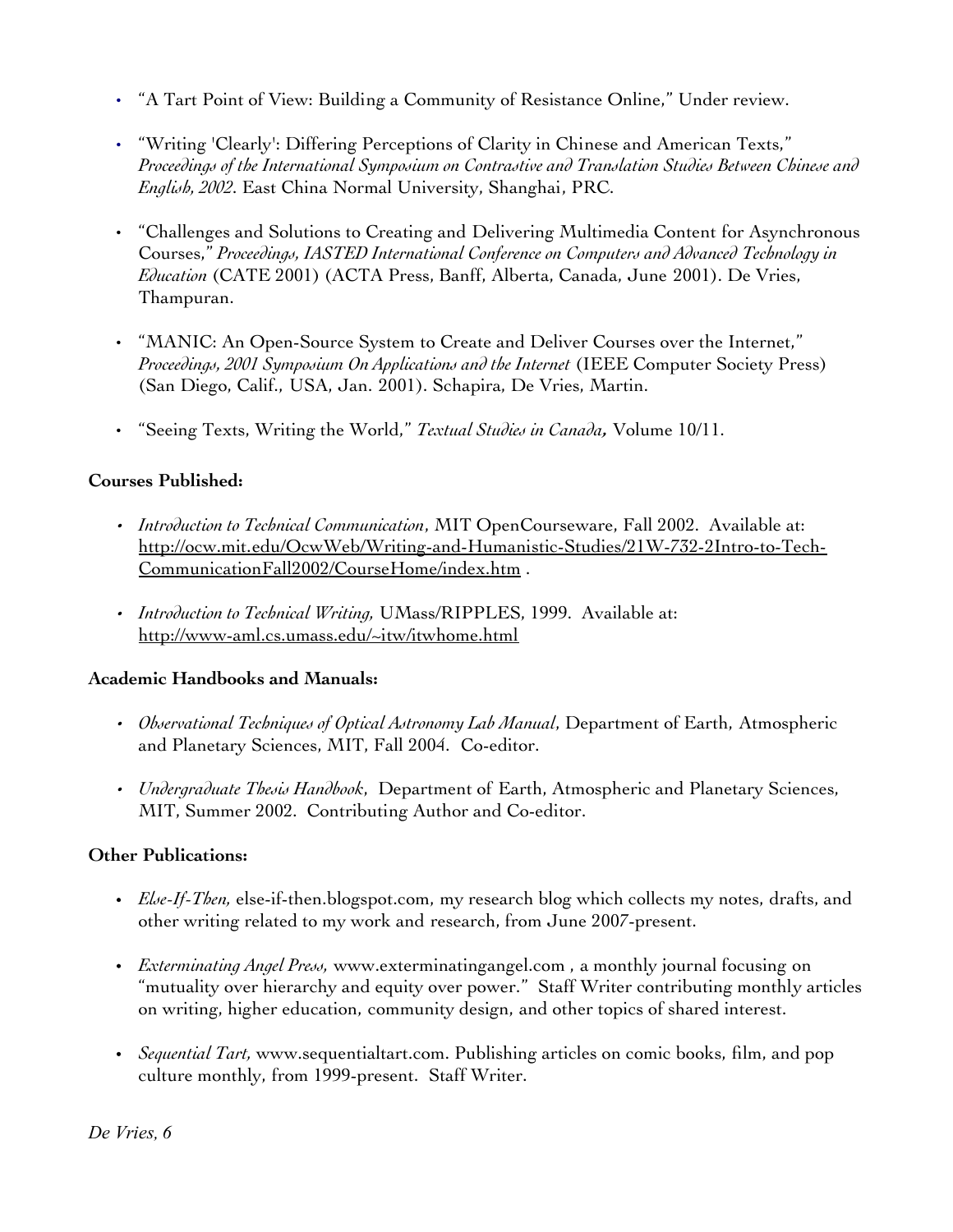- "A Tart Point of View: Building a Community of Resistance Online," Under review.

- "Writing 'Clearly': Differing Perceptions of Clarity in Chinese and American Texts," *Proceedings of the International Symposium on Contrastive and Translation Studies Between Chinese and English, 2002*. East China Normal University, Shanghai, PRC.

- "Challenges and Solutions to Creating and Delivering Multimedia Content for Asynchronous Courses," *Proceedings, IASTED International Conference on Computers and Advanced Technology in Education* (CATE 2001) (ACTA Press, Banff, Alberta, Canada, June 2001). De Vries, Thampuran.

- "MANIC: An Open-Source System to Create and Deliver Courses over the Internet," *Proceedings, 2001 Symposium On Applications and the Internet* (IEEE Computer Society Press) (San Diego, Calif., USA, Jan. 2001). Schapira, De Vries, Martin.

- "Seeing Texts, Writing the World," *Textual Studies in Canada***,** Volume 10/11.

**Courses Published:**

- *Introduction to Technical Communication*, MIT OpenCourseware, Fall 2002. Available at: http://ocw.mit.edu/OcwWeb/Writing-and-Humanistic-Studies/21W-732-2Intro-to-Tech-CommunicationFall2002/CourseHome/index.htm .

- *Introduction to Technical Writing,* UMass/RIPPLES, 1999. Available at: http://www-aml.cs.umass.edu/~itw/itwhome.html

**Academic Handbooks and Manuals:**

- *Observational Techniques of Optical Astronomy Lab Manual*, Department of Earth, Atmospheric and Planetary Sciences, MIT, Fall 2004. Co-editor.

- *Undergraduate Thesis Handbook*, Department of Earth, Atmospheric and Planetary Sciences, MIT, Summer 2002. Contributing Author and Co-editor.

**Other Publications:**

- *Else-If-Then,* else-if-then.blogspot.com, my research blog which collects my notes, drafts, and other writing related to my work and research, from June 2007-present.

- *Exterminating Angel Press,* www.exterminatingangel.com , a monthly journal focusing on "mutuality over hierarchy and equity over power." Staff Writer contributing monthly articles on writing, higher education, community design, and other topics of shared interest.

- *Sequential Tart,* www.sequentialtart.com. Publishing articles on comic books, film, and pop culture monthly, from 1999-present. Staff Writer.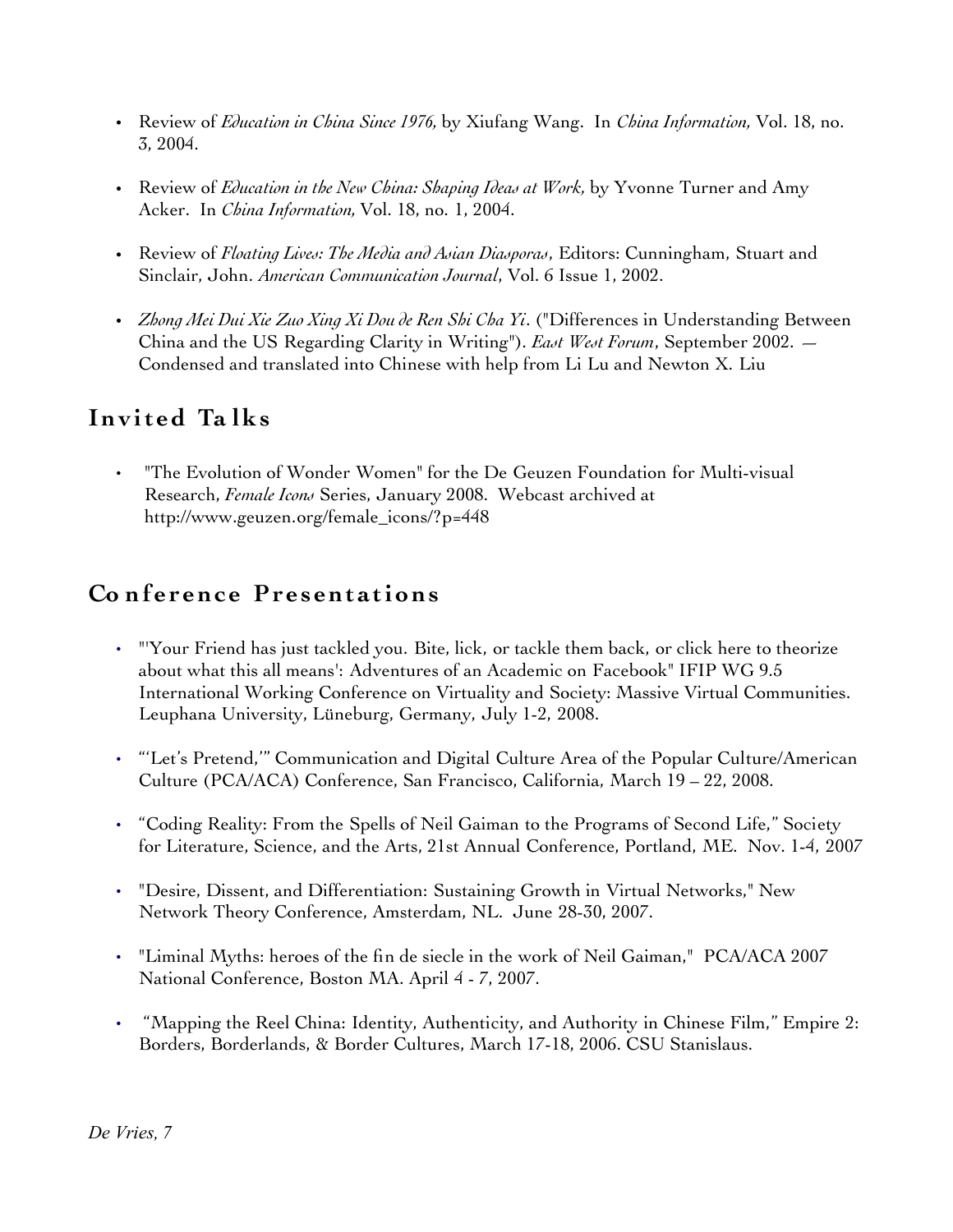- Review of *Education in China Since 1976,* by Xiufang Wang. In *China Information,* Vol. 18, no. 3, 2004.

- Review of *Education in the New China: Shaping Ideas at Work,* by Yvonne Turner and Amy Acker. In *China Information,* Vol. 18, no. 1, 2004.

- Review of *Floating Lives: The Media and Asian Diasporas*, Editors: Cunningham, Stuart and Sinclair, John. *American Communication Journal*, Vol. 6 Issue 1, 2002.

- *Zhong Mei Dui Xie Zuo Xing Xi Dou de Ren Shi Cha Yi*. ("Differences in Understanding Between China and the US Regarding Clarity in Writing"). *East West Forum*, September 2002. — Condensed and translated into Chinese with help from Li Lu and Newton X. Liu

## Invited Talks

- "The Evolution of Wonder Women" for the De Geuzen Foundation for Multi-visual Research, *Female Icons* Series, January 2008. Webcast archived at http://www.geuzen.org/female_icons/?p=448

## Conference Presentations

- "'Your Friend has just tackled you. Bite, lick, or tackle them back, or click here to theorize about what this all means': Adventures of an Academic on Facebook" IFIP WG 9.5 International Working Conference on Virtuality and Society: Massive Virtual Communities. Leuphana University, Lüneburg, Germany, July 1-2, 2008.

- "'Let's Pretend,'" Communication and Digital Culture Area of the Popular Culture/American Culture (PCA/ACA) Conference, San Francisco, California, March 19 – 22, 2008.

- "Coding Reality: From the Spells of Neil Gaiman to the Programs of Second Life," Society for Literature, Science, and the Arts, 21st Annual Conference, Portland, ME. Nov. 1-4, 2007

- "Desire, Dissent, and Differentiation: Sustaining Growth in Virtual Networks," New Network Theory Conference, Amsterdam, NL. June 28-30, 2007.

- "Liminal Myths: heroes of the fin de siecle in the work of Neil Gaiman," PCA/ACA 2007 National Conference, Boston MA. April 4 - 7, 2007.

- "Mapping the Reel China: Identity, Authenticity, and Authority in Chinese Film," Empire 2: Borders, Borderlands, & Border Cultures, March 17-18, 2006. CSU Stanislaus.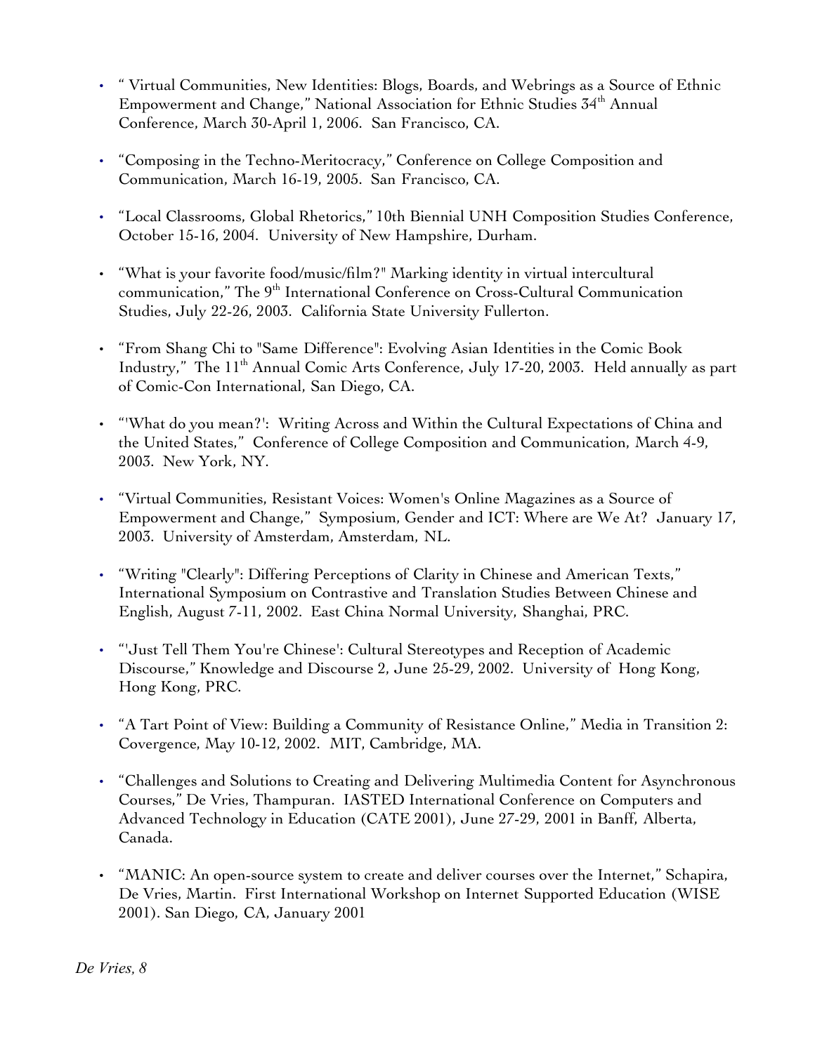- " Virtual Communities, New Identities: Blogs, Boards, and Webrings as a Source of Ethnic Empowerment and Change," National Association for Ethnic Studies 34th Annual Conference, March 30-April 1, 2006. San Francisco, CA.

- "Composing in the Techno-Meritocracy," Conference on College Composition and Communication, March 16-19, 2005. San Francisco, CA.

- "Local Classrooms, Global Rhetorics," 10th Biennial UNH Composition Studies Conference, October 15-16, 2004. University of New Hampshire, Durham.

- "What is your favorite food/music/film?" Marking identity in virtual intercultural communication," The 9th International Conference on Cross-Cultural Communication Studies, July 22-26, 2003. California State University Fullerton.

- "From Shang Chi to "Same Difference": Evolving Asian Identities in the Comic Book Industry," The 11th Annual Comic Arts Conference, July 17-20, 2003. Held annually as part of Comic-Con International, San Diego, CA.

- "'What do you mean?': Writing Across and Within the Cultural Expectations of China and the United States," Conference of College Composition and Communication, March 4-9, 2003. New York, NY.

- "Virtual Communities, Resistant Voices: Women's Online Magazines as a Source of Empowerment and Change," Symposium, Gender and ICT: Where are We At? January 17, 2003. University of Amsterdam, Amsterdam, NL.

- "Writing "Clearly": Differing Perceptions of Clarity in Chinese and American Texts," International Symposium on Contrastive and Translation Studies Between Chinese and English, August 7-11, 2002. East China Normal University, Shanghai, PRC.

- "'Just Tell Them You're Chinese': Cultural Stereotypes and Reception of Academic Discourse," Knowledge and Discourse 2, June 25-29, 2002. University of Hong Kong, Hong Kong, PRC.

- "A Tart Point of View: Building a Community of Resistance Online," Media in Transition 2: Covergence, May 10-12, 2002. MIT, Cambridge, MA.

- "Challenges and Solutions to Creating and Delivering Multimedia Content for Asynchronous Courses," De Vries, Thampuran. IASTED International Conference on Computers and Advanced Technology in Education (CATE 2001), June 27-29, 2001 in Banff, Alberta, Canada.

- "MANIC: An open-source system to create and deliver courses over the Internet," Schapira, De Vries, Martin. First International Workshop on Internet Supported Education (WISE 2001). San Diego, CA, January 2001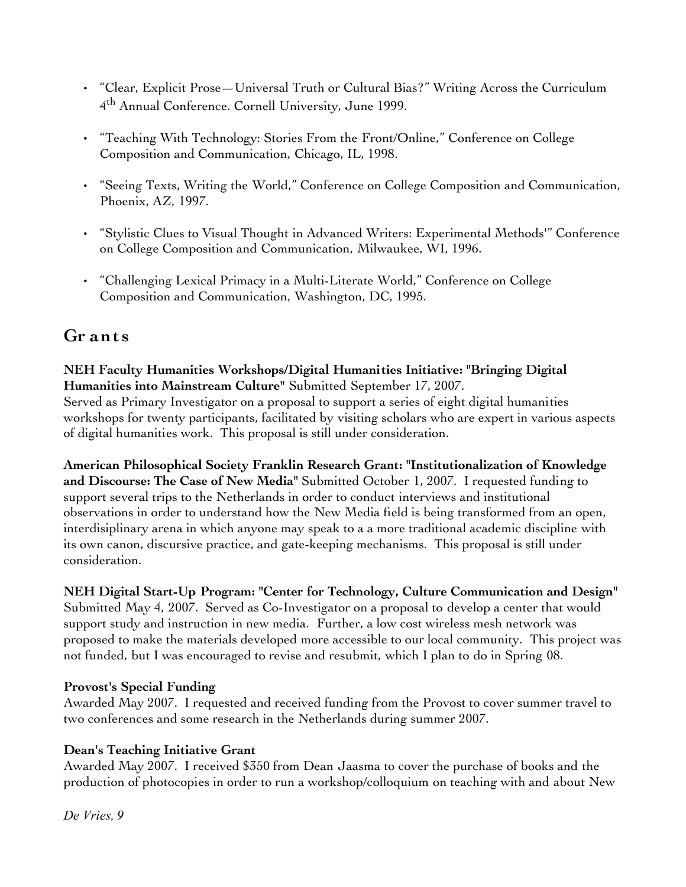- "Clear, Explicit Prose—Universal Truth or Cultural Bias?" Writing Across the Curriculum 4th Annual Conference. Cornell University, June 1999.

- "Teaching With Technology: Stories From the Front/Online," Conference on College Composition and Communication, Chicago, IL, 1998.

- "Seeing Texts, Writing the World," Conference on College Composition and Communication, Phoenix, AZ, 1997.

- "Stylistic Clues to Visual Thought in Advanced Writers: Experimental Methods'" Conference on College Composition and Communication, Milwaukee, WI, 1996.

- "Challenging Lexical Primacy in a Multi-Literate World," Conference on College Composition and Communication, Washington, DC, 1995.

## Grants

**NEH Faculty Humanities Workshops/Digital Humanities Initiative: "Bringing Digital Humanities into Mainstream Culture"** Submitted September 17, 2007.
Served as Primary Investigator on a proposal to support a series of eight digital humanities workshops for twenty participants, facilitated by visiting scholars who are expert in various aspects of digital humanities work. This proposal is still under consideration.

**American Philosophical Society Franklin Research Grant: "Institutionalization of Knowledge and Discourse: The Case of New Media"** Submitted October 1, 2007. I requested funding to support several trips to the Netherlands in order to conduct interviews and institutional observations in order to understand how the New Media field is being transformed from an open, interdisiplinary arena in which anyone may speak to a a more traditional academic discipline with its own canon, discursive practice, and gate-keeping mechanisms. This proposal is still under consideration.

**NEH Digital Start-Up Program: "Center for Technology, Culture Communication and Design"** Submitted May 4, 2007. Served as Co-Investigator on a proposal to develop a center that would support study and instruction in new media. Further, a low cost wireless mesh network was proposed to make the materials developed more accessible to our local community. This project was not funded, but I was encouraged to revise and resubmit, which I plan to do in Spring 08.

**Provost's Special Funding**
Awarded May 2007. I requested and received funding from the Provost to cover summer travel to two conferences and some research in the Netherlands during summer 2007.

**Dean's Teaching Initiative Grant**
Awarded May 2007. I received $350 from Dean Jaasma to cover the purchase of books and the production of photocopies in order to run a workshop/colloquium on teaching with and about New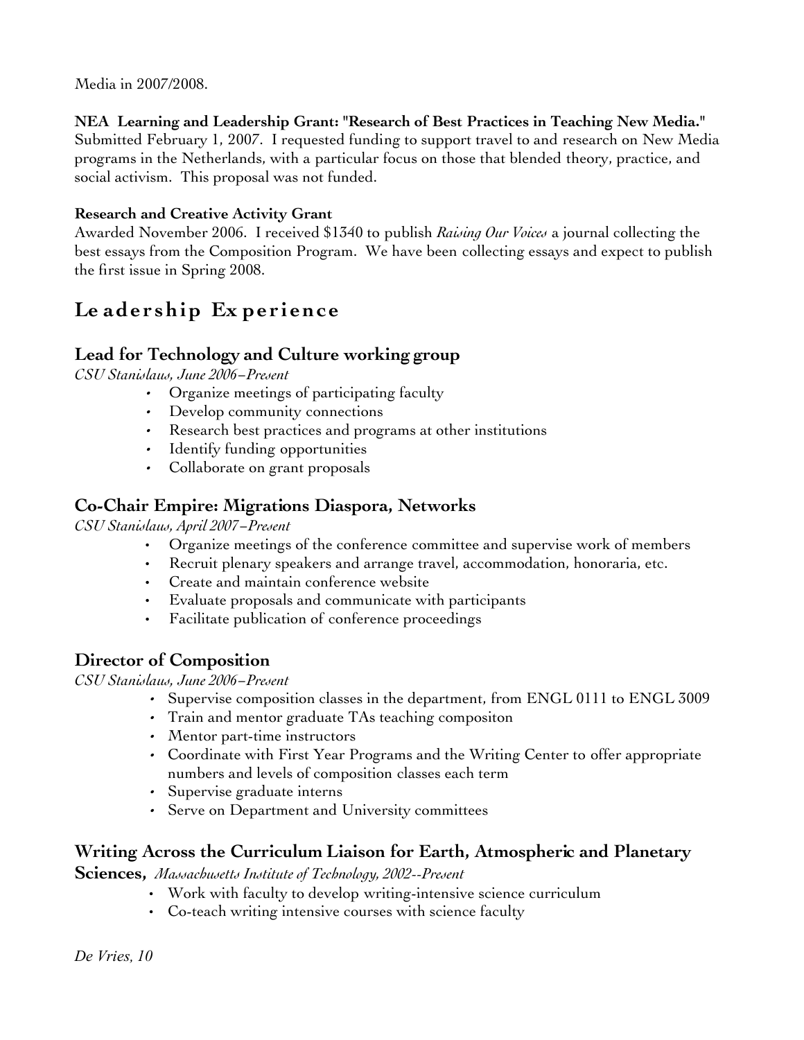Media in 2007/2008.

**NEA Learning and Leadership Grant: "Research of Best Practices in Teaching New Media."**
Submitted February 1, 2007. I requested funding to support travel to and research on New Media programs in the Netherlands, with a particular focus on those that blended theory, practice, and social activism. This proposal was not funded.

**Research and Creative Activity Grant**
Awarded November 2006. I received $1340 to publish *Raising Our Voices* a journal collecting the best essays from the Composition Program. We have been collecting essays and expect to publish the first issue in Spring 2008.

# Leadership Experience

## Lead for Technology and Culture working group

*CSU Stanislaus, June 2006–Present*

- Organize meetings of participating faculty
- Develop community connections
- Research best practices and programs at other institutions
- Identify funding opportunities
- Collaborate on grant proposals

## Co-Chair Empire: Migrations Diaspora, Networks

*CSU Stanislaus, April 2007–Present*

- Organize meetings of the conference committee and supervise work of members
- Recruit plenary speakers and arrange travel, accommodation, honoraria, etc.
- Create and maintain conference website
- Evaluate proposals and communicate with participants
- Facilitate publication of conference proceedings

## Director of Composition

*CSU Stanislaus, June 2006–Present*

- Supervise composition classes in the department, from ENGL 0111 to ENGL 3009
- Train and mentor graduate TAs teaching compositon
- Mentor part-time instructors
- Coordinate with First Year Programs and the Writing Center to offer appropriate numbers and levels of composition classes each term
- Supervise graduate interns
- Serve on Department and University committees

## Writing Across the Curriculum Liaison for Earth, Atmospheric and Planetary Sciences, *Massachusetts Institute of Technology, 2002--Present*

- Work with faculty to develop writing-intensive science curriculum
- Co-teach writing intensive courses with science faculty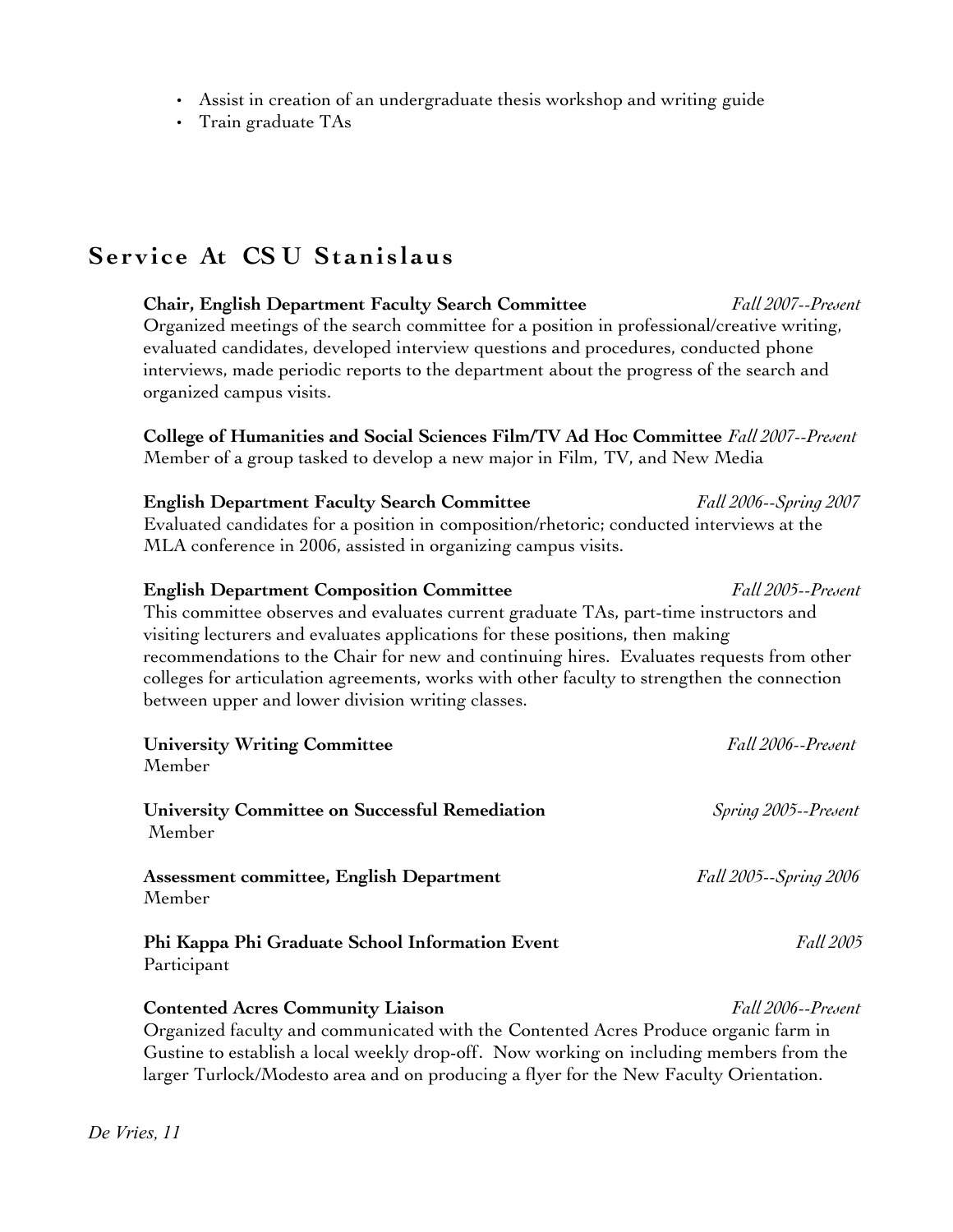- Assist in creation of an undergraduate thesis workshop and writing guide
- Train graduate TAs

## Service At CSU Stanislaus

**Chair, English Department Faculty Search Committee** *Fall 2007--Present*
Organized meetings of the search committee for a position in professional/creative writing, evaluated candidates, developed interview questions and procedures, conducted phone interviews, made periodic reports to the department about the progress of the search and organized campus visits.

**College of Humanities and Social Sciences Film/TV Ad Hoc Committee** *Fall 2007--Present*
Member of a group tasked to develop a new major in Film, TV, and New Media

**English Department Faculty Search Committee** *Fall 2006--Spring 2007*
Evaluated candidates for a position in composition/rhetoric; conducted interviews at the MLA conference in 2006, assisted in organizing campus visits.

**English Department Composition Committee** *Fall 2005--Present*
This committee observes and evaluates current graduate TAs, part-time instructors and visiting lecturers and evaluates applications for these positions, then making recommendations to the Chair for new and continuing hires. Evaluates requests from other colleges for articulation agreements, works with other faculty to strengthen the connection between upper and lower division writing classes.

**University Writing Committee** *Fall 2006--Present*
Member

**University Committee on Successful Remediation** *Spring 2005--Present*
Member

**Assessment committee, English Department** *Fall 2005--Spring 2006*
Member

**Phi Kappa Phi Graduate School Information Event** *Fall 2005*
Participant

**Contented Acres Community Liaison** *Fall 2006--Present*
Organized faculty and communicated with the Contented Acres Produce organic farm in Gustine to establish a local weekly drop-off. Now working on including members from the larger Turlock/Modesto area and on producing a flyer for the New Faculty Orientation.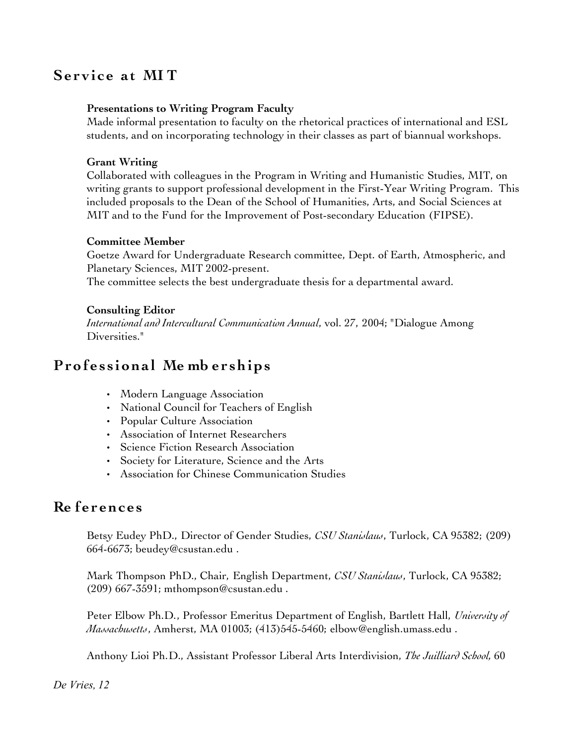## Service at MIT

**Presentations to Writing Program Faculty**
Made informal presentation to faculty on the rhetorical practices of international and ESL students, and on incorporating technology in their classes as part of biannual workshops.

**Grant Writing**
Collaborated with colleagues in the Program in Writing and Humanistic Studies, MIT, on writing grants to support professional development in the First-Year Writing Program. This included proposals to the Dean of the School of Humanities, Arts, and Social Sciences at MIT and to the Fund for the Improvement of Post-secondary Education (FIPSE).

**Committee Member**
Goetze Award for Undergraduate Research committee, Dept. of Earth, Atmospheric, and Planetary Sciences, MIT 2002-present.
The committee selects the best undergraduate thesis for a departmental award.

**Consulting Editor**
*International and Intercultural Communication Annual*, vol. 27, 2004; "Dialogue Among Diversities."

## Professional Memberships

- Modern Language Association
- National Council for Teachers of English
- Popular Culture Association
- Association of Internet Researchers
- Science Fiction Research Association
- Society for Literature, Science and the Arts
- Association for Chinese Communication Studies

## References

Betsy Eudey PhD., Director of Gender Studies, *CSU Stanislaus*, Turlock, CA 95382; (209) 664-6673; beudey@csustan.edu .

Mark Thompson PhD., Chair, English Department, *CSU Stanislaus*, Turlock, CA 95382; (209) 667-3591; mthompson@csustan.edu .

Peter Elbow Ph.D., Professor Emeritus Department of English, Bartlett Hall, *University of Massachusetts*, Amherst, MA 01003; (413)545-5460; elbow@english.umass.edu .

Anthony Lioi Ph.D., Assistant Professor Liberal Arts Interdivision, *The Juilliard School,* 60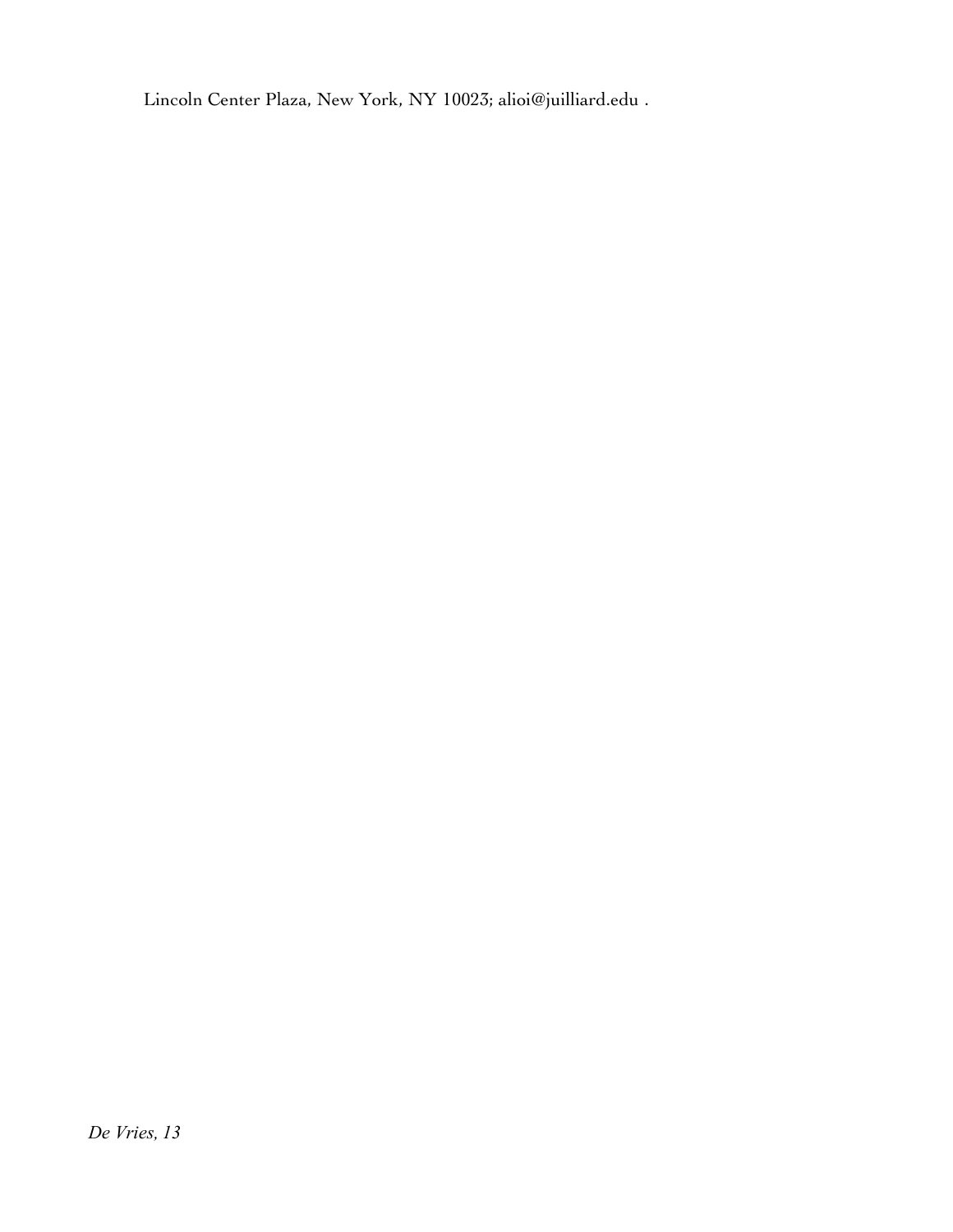Lincoln Center Plaza, New York, NY 10023; alioi@juilliard.edu .